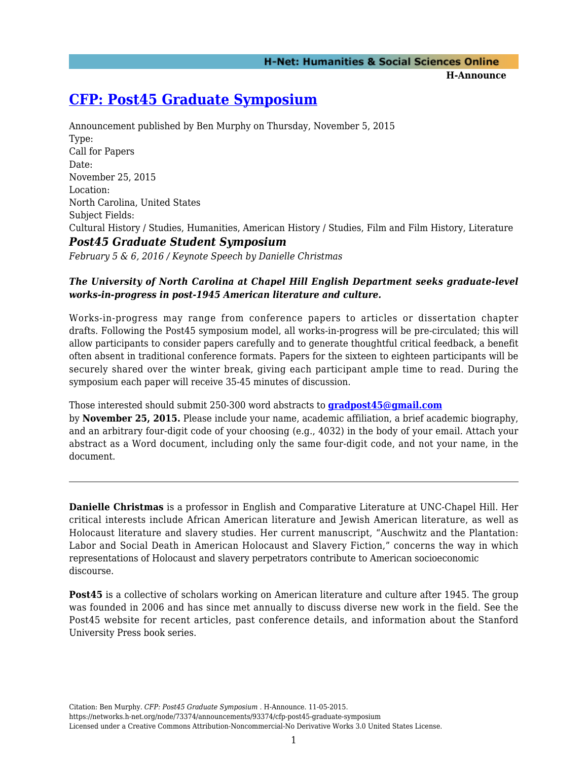# [CFP: Post45 Graduate Symposium](https://networks.h-net.org/node/73374/announcements/93374/cfp-post45-graduate-symposium)

Announcement published by Ben Murphy on Thursday, November 5, 2015

Type:
Call for Papers

Date:
November 25, 2015

Location:
North Carolina, United States

Subject Fields:
Cultural History / Studies, Humanities, American History / Studies, Film and Film History, Literature

## *Post45 Graduate Student Symposium*

*February 5 & 6, 2016 / Keynote Speech by Danielle Christmas*

***The University of North Carolina at Chapel Hill English Department seeks graduate-level works-in-progress in post-1945 American literature and culture.***

Works-in-progress may range from conference papers to articles or dissertation chapter drafts. Following the Post45 symposium model, all works-in-progress will be pre-circulated; this will allow participants to consider papers carefully and to generate thoughtful critical feedback, a benefit often absent in traditional conference formats. Papers for the sixteen to eighteen participants will be securely shared over the winter break, giving each participant ample time to read. During the symposium each paper will receive 35-45 minutes of discussion.

Those interested should submit 250-300 word abstracts to **[gradpost45@gmail.com](mailto:gradpost45@gmail.com)** by **November 25, 2015.** Please include your name, academic affiliation, a brief academic biography, and an arbitrary four-digit code of your choosing (e.g., 4032) in the body of your email. Attach your abstract as a Word document, including only the same four-digit code, and not your name, in the document.

---

**Danielle Christmas** is a professor in English and Comparative Literature at UNC-Chapel Hill. Her critical interests include African American literature and Jewish American literature, as well as Holocaust literature and slavery studies. Her current manuscript, "Auschwitz and the Plantation: Labor and Social Death in American Holocaust and Slavery Fiction," concerns the way in which representations of Holocaust and slavery perpetrators contribute to American socioeconomic discourse.

**Post45** is a collective of scholars working on American literature and culture after 1945. The group was founded in 2006 and has since met annually to discuss diverse new work in the field. See the Post45 website for recent articles, past conference details, and information about the Stanford University Press book series.

Citation: Ben Murphy. *CFP: Post45 Graduate Symposium* . H-Announce. 11-05-2015.
https://networks.h-net.org/node/73374/announcements/93374/cfp-post45-graduate-symposium
Licensed under a Creative Commons Attribution-Noncommercial-No Derivative Works 3.0 United States License.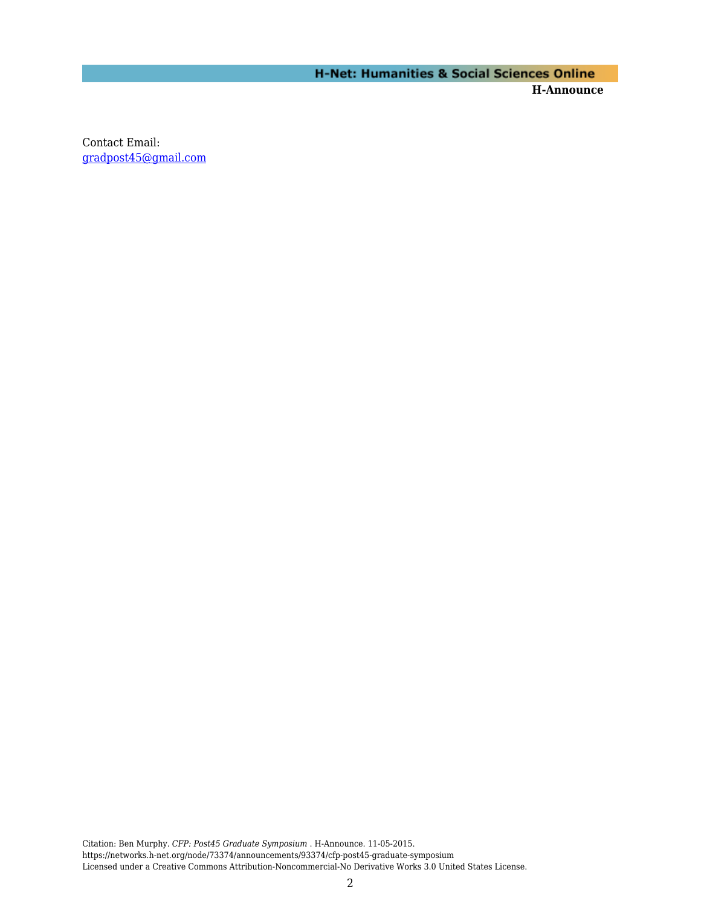Contact Email:
gradpost45@gmail.com